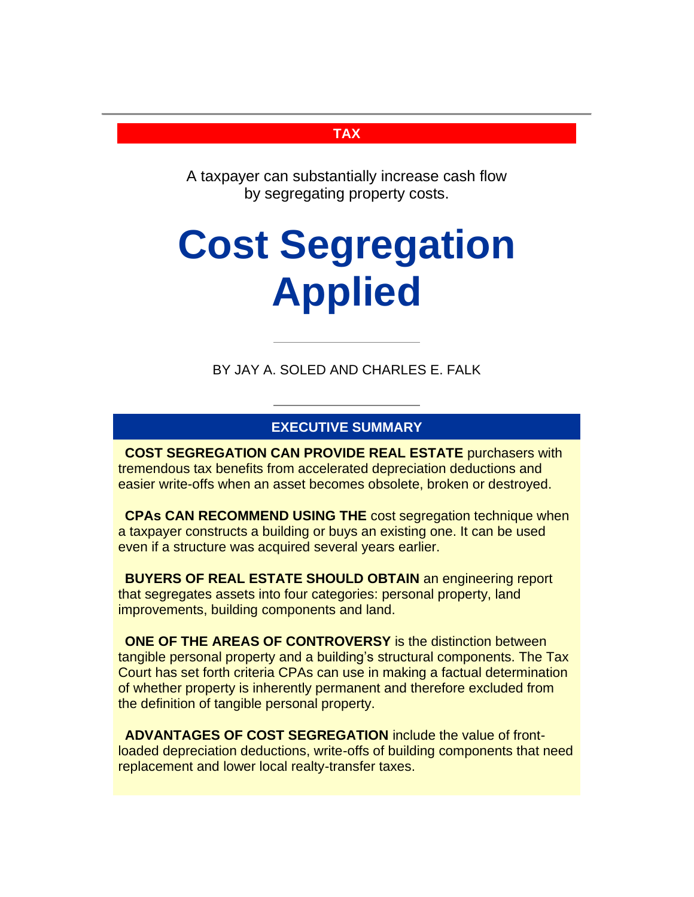**TAX**

A taxpayer can substantially increase cash flow by segregating property costs.

# Cost Segregation Applied

BY JAY A. SOLED AND CHARLES E. FALK

## EXECUTIVE SUMMARY

**COST SEGREGATION CAN PROVIDE REAL ESTATE** purchasers with tremendous tax benefits from accelerated depreciation deductions and easier write-offs when an asset becomes obsolete, broken or destroyed.

**CPAs CAN RECOMMEND USING THE** cost segregation technique when a taxpayer constructs a building or buys an existing one. It can be used even if a structure was acquired several years earlier.

**BUYERS OF REAL ESTATE SHOULD OBTAIN** an engineering report that segregates assets into four categories: personal property, land improvements, building components and land.

**ONE OF THE AREAS OF CONTROVERSY** is the distinction between tangible personal property and a building's structural components. The Tax Court has set forth criteria CPAs can use in making a factual determination of whether property is inherently permanent and therefore excluded from the definition of tangible personal property.

**ADVANTAGES OF COST SEGREGATION** include the value of front-loaded depreciation deductions, write-offs of building components that need replacement and lower local realty-transfer taxes.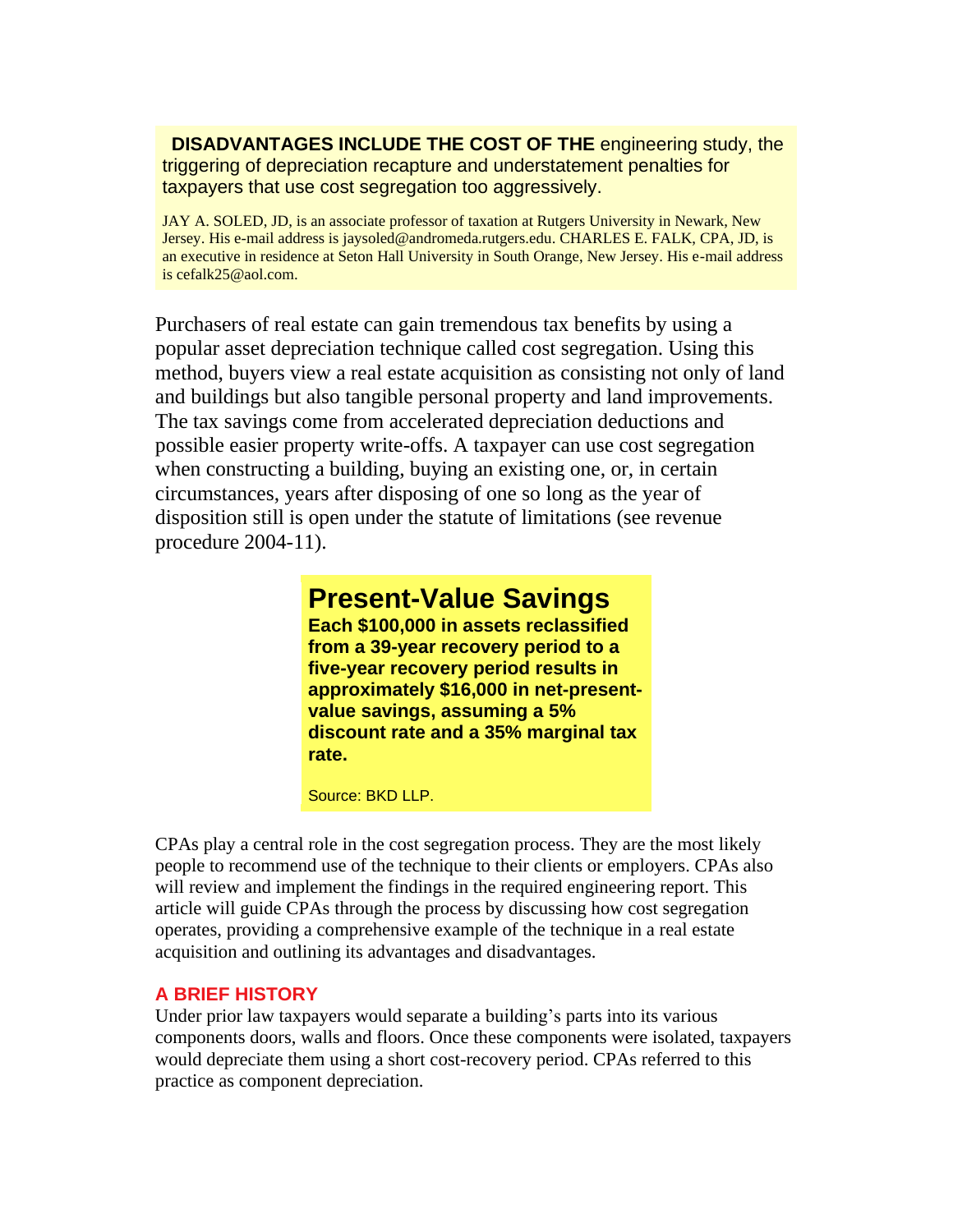**DISADVANTAGES INCLUDE THE COST OF THE** engineering study, the triggering of depreciation recapture and understatement penalties for taxpayers that use cost segregation too aggressively.

JAY A. SOLED, JD, is an associate professor of taxation at Rutgers University in Newark, New Jersey. His e-mail address is jaysoled@andromeda.rutgers.edu. CHARLES E. FALK, CPA, JD, is an executive in residence at Seton Hall University in South Orange, New Jersey. His e-mail address is cefalk25@aol.com.

Purchasers of real estate can gain tremendous tax benefits by using a popular asset depreciation technique called cost segregation. Using this method, buyers view a real estate acquisition as consisting not only of land and buildings but also tangible personal property and land improvements. The tax savings come from accelerated depreciation deductions and possible easier property write-offs. A taxpayer can use cost segregation when constructing a building, buying an existing one, or, in certain circumstances, years after disposing of one so long as the year of disposition still is open under the statute of limitations (see revenue procedure 2004-11).

## Present-Value Savings

**Each $100,000 in assets reclassified from a 39-year recovery period to a five-year recovery period results in approximately $16,000 in net-present-value savings, assuming a 5% discount rate and a 35% marginal tax rate.**

Source: BKD LLP.

CPAs play a central role in the cost segregation process. They are the most likely people to recommend use of the technique to their clients or employers. CPAs also will review and implement the findings in the required engineering report. This article will guide CPAs through the process by discussing how cost segregation operates, providing a comprehensive example of the technique in a real estate acquisition and outlining its advantages and disadvantages.

### A BRIEF HISTORY

Under prior law taxpayers would separate a building's parts into its various components doors, walls and floors. Once these components were isolated, taxpayers would depreciate them using a short cost-recovery period. CPAs referred to this practice as component depreciation.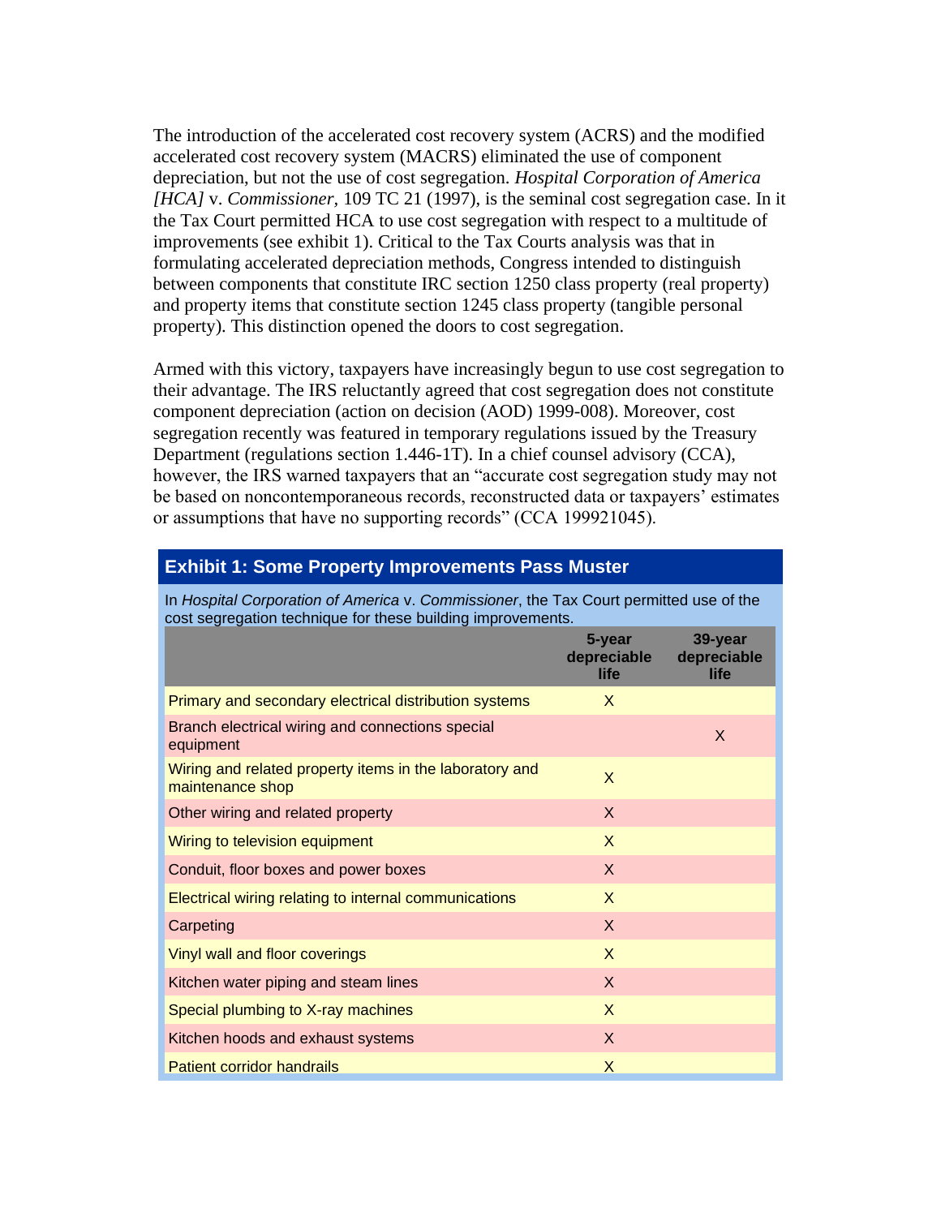The introduction of the accelerated cost recovery system (ACRS) and the modified accelerated cost recovery system (MACRS) eliminated the use of component depreciation, but not the use of cost segregation. *Hospital Corporation of America [HCA]* v. *Commissioner*, 109 TC 21 (1997), is the seminal cost segregation case. In it the Tax Court permitted HCA to use cost segregation with respect to a multitude of improvements (see exhibit 1). Critical to the Tax Courts analysis was that in formulating accelerated depreciation methods, Congress intended to distinguish between components that constitute IRC section 1250 class property (real property) and property items that constitute section 1245 class property (tangible personal property). This distinction opened the doors to cost segregation.

Armed with this victory, taxpayers have increasingly begun to use cost segregation to their advantage. The IRS reluctantly agreed that cost segregation does not constitute component depreciation (action on decision (AOD) 1999-008). Moreover, cost segregation recently was featured in temporary regulations issued by the Treasury Department (regulations section 1.446-1T). In a chief counsel advisory (CCA), however, the IRS warned taxpayers that an "accurate cost segregation study may not be based on noncontemporaneous records, reconstructed data or taxpayers' estimates or assumptions that have no supporting records" (CCA 199921045).

**Exhibit 1: Some Property Improvements Pass Muster**

In *Hospital Corporation of America* v. *Commissioner*, the Tax Court permitted use of the cost segregation technique for these building improvements.

| | 5-year depreciable life | 39-year depreciable life |
|---|---|---|
| Primary and secondary electrical distribution systems | X | |
| Branch electrical wiring and connections special equipment | | X |
| Wiring and related property items in the laboratory and maintenance shop | X | |
| Other wiring and related property | X | |
| Wiring to television equipment | X | |
| Conduit, floor boxes and power boxes | X | |
| Electrical wiring relating to internal communications | X | |
| Carpeting | X | |
| Vinyl wall and floor coverings | X | |
| Kitchen water piping and steam lines | X | |
| Special plumbing to X-ray machines | X | |
| Kitchen hoods and exhaust systems | X | |
| Patient corridor handrails | X | |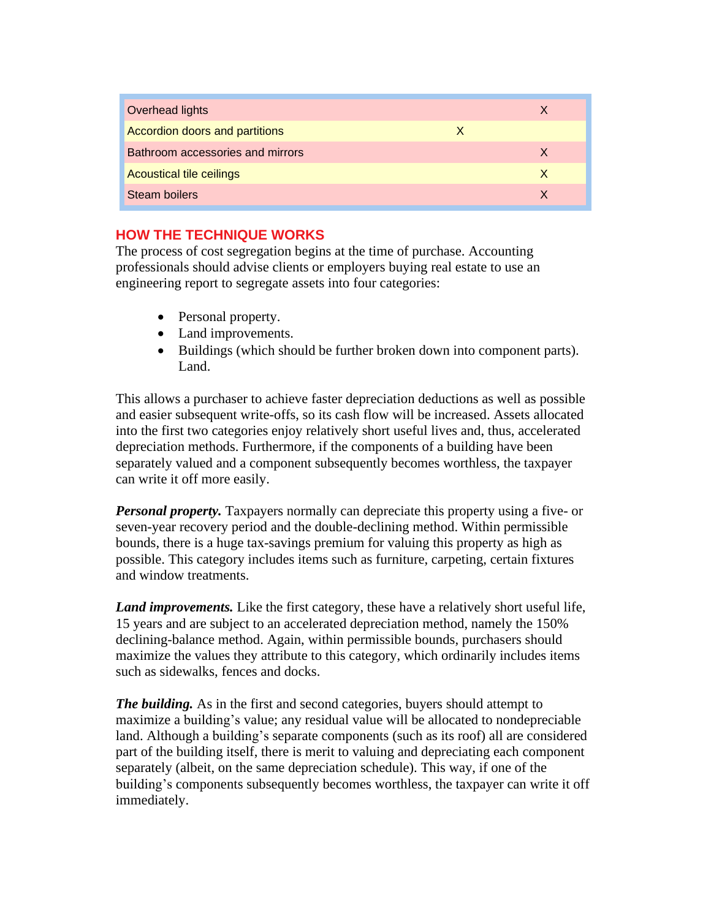| | | |
|---|---|---|
| Overhead lights | | X |
| Accordion doors and partitions | X | |
| Bathroom accessories and mirrors | | X |
| Acoustical tile ceilings | | X |
| Steam boilers | | X |

## HOW THE TECHNIQUE WORKS

The process of cost segregation begins at the time of purchase. Accounting professionals should advise clients or employers buying real estate to use an engineering report to segregate assets into four categories:

- Personal property.
- Land improvements.
- Buildings (which should be further broken down into component parts). Land.

This allows a purchaser to achieve faster depreciation deductions as well as possible and easier subsequent write-offs, so its cash flow will be increased. Assets allocated into the first two categories enjoy relatively short useful lives and, thus, accelerated depreciation methods. Furthermore, if the components of a building have been separately valued and a component subsequently becomes worthless, the taxpayer can write it off more easily.

***Personal property.*** Taxpayers normally can depreciate this property using a five- or seven-year recovery period and the double-declining method. Within permissible bounds, there is a huge tax-savings premium for valuing this property as high as possible. This category includes items such as furniture, carpeting, certain fixtures and window treatments.

***Land improvements.*** Like the first category, these have a relatively short useful life, 15 years and are subject to an accelerated depreciation method, namely the 150% declining-balance method. Again, within permissible bounds, purchasers should maximize the values they attribute to this category, which ordinarily includes items such as sidewalks, fences and docks.

***The building.*** As in the first and second categories, buyers should attempt to maximize a building's value; any residual value will be allocated to nondepreciable land. Although a building's separate components (such as its roof) all are considered part of the building itself, there is merit to valuing and depreciating each component separately (albeit, on the same depreciation schedule). This way, if one of the building's components subsequently becomes worthless, the taxpayer can write it off immediately.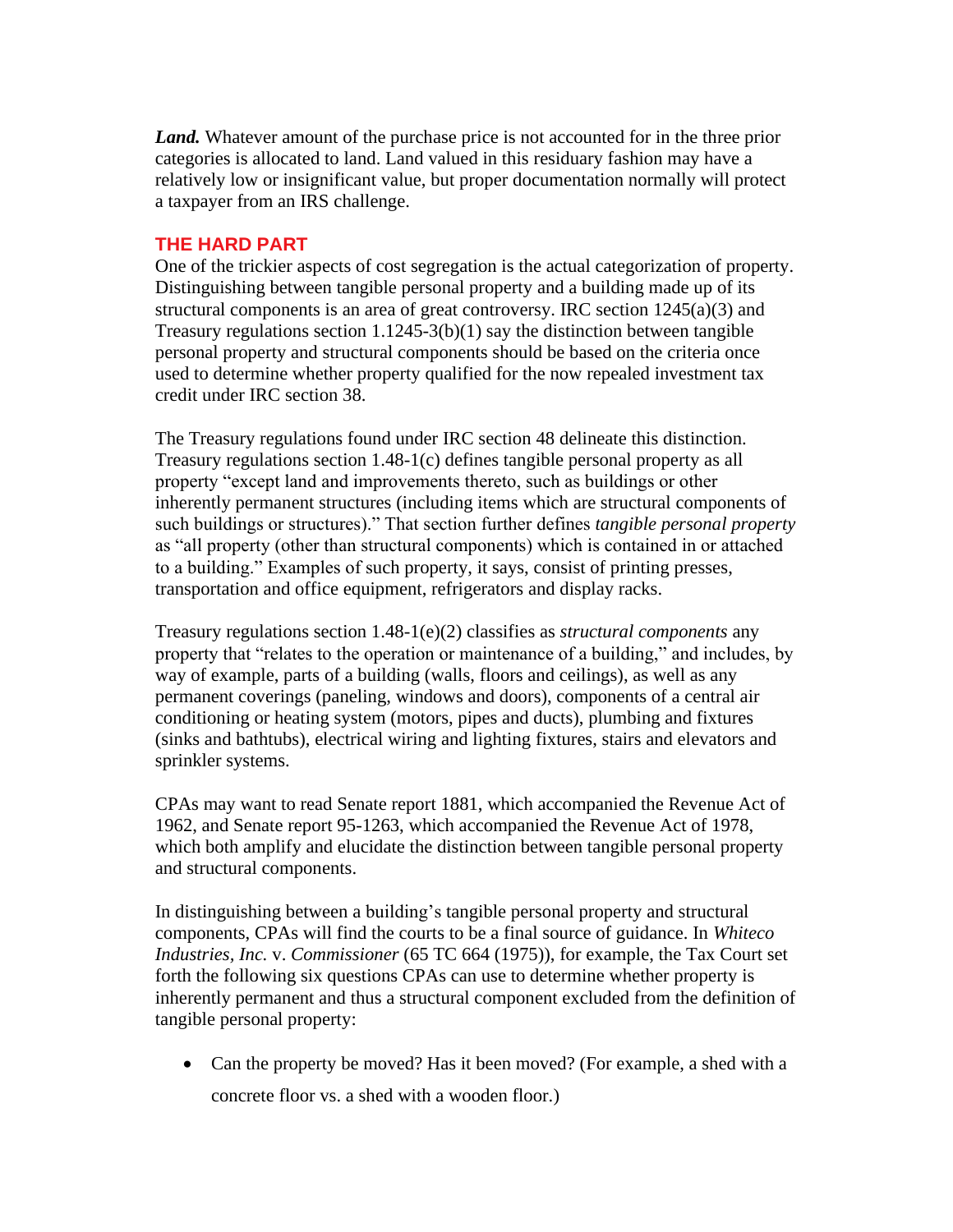***Land.*** Whatever amount of the purchase price is not accounted for in the three prior categories is allocated to land. Land valued in this residuary fashion may have a relatively low or insignificant value, but proper documentation normally will protect a taxpayer from an IRS challenge.

## THE HARD PART

One of the trickier aspects of cost segregation is the actual categorization of property. Distinguishing between tangible personal property and a building made up of its structural components is an area of great controversy. IRC section 1245(a)(3) and Treasury regulations section 1.1245-3(b)(1) say the distinction between tangible personal property and structural components should be based on the criteria once used to determine whether property qualified for the now repealed investment tax credit under IRC section 38.

The Treasury regulations found under IRC section 48 delineate this distinction. Treasury regulations section 1.48-1(c) defines tangible personal property as all property "except land and improvements thereto, such as buildings or other inherently permanent structures (including items which are structural components of such buildings or structures)." That section further defines *tangible personal property* as "all property (other than structural components) which is contained in or attached to a building." Examples of such property, it says, consist of printing presses, transportation and office equipment, refrigerators and display racks.

Treasury regulations section 1.48-1(e)(2) classifies as *structural components* any property that "relates to the operation or maintenance of a building," and includes, by way of example, parts of a building (walls, floors and ceilings), as well as any permanent coverings (paneling, windows and doors), components of a central air conditioning or heating system (motors, pipes and ducts), plumbing and fixtures (sinks and bathtubs), electrical wiring and lighting fixtures, stairs and elevators and sprinkler systems.

CPAs may want to read Senate report 1881, which accompanied the Revenue Act of 1962, and Senate report 95-1263, which accompanied the Revenue Act of 1978, which both amplify and elucidate the distinction between tangible personal property and structural components.

In distinguishing between a building's tangible personal property and structural components, CPAs will find the courts to be a final source of guidance. In *Whiteco Industries, Inc.* v. *Commissioner* (65 TC 664 (1975)), for example, the Tax Court set forth the following six questions CPAs can use to determine whether property is inherently permanent and thus a structural component excluded from the definition of tangible personal property:

- Can the property be moved? Has it been moved? (For example, a shed with a concrete floor vs. a shed with a wooden floor.)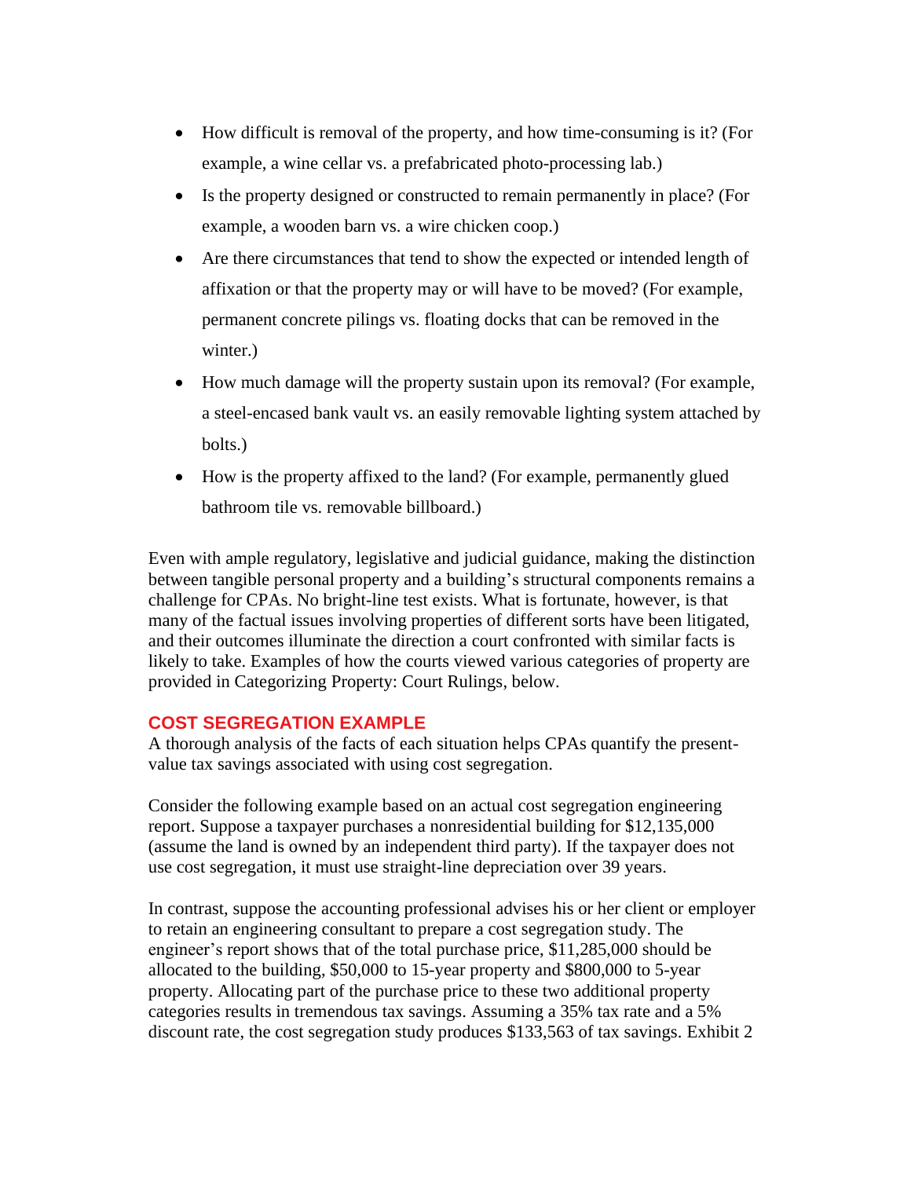- How difficult is removal of the property, and how time-consuming is it? (For example, a wine cellar vs. a prefabricated photo-processing lab.)
- Is the property designed or constructed to remain permanently in place? (For example, a wooden barn vs. a wire chicken coop.)
- Are there circumstances that tend to show the expected or intended length of affixation or that the property may or will have to be moved? (For example, permanent concrete pilings vs. floating docks that can be removed in the winter.)
- How much damage will the property sustain upon its removal? (For example, a steel-encased bank vault vs. an easily removable lighting system attached by bolts.)
- How is the property affixed to the land? (For example, permanently glued bathroom tile vs. removable billboard.)

Even with ample regulatory, legislative and judicial guidance, making the distinction between tangible personal property and a building's structural components remains a challenge for CPAs. No bright-line test exists. What is fortunate, however, is that many of the factual issues involving properties of different sorts have been litigated, and their outcomes illuminate the direction a court confronted with similar facts is likely to take. Examples of how the courts viewed various categories of property are provided in Categorizing Property: Court Rulings, below.

## COST SEGREGATION EXAMPLE

A thorough analysis of the facts of each situation helps CPAs quantify the present-value tax savings associated with using cost segregation.

Consider the following example based on an actual cost segregation engineering report. Suppose a taxpayer purchases a nonresidential building for $12,135,000 (assume the land is owned by an independent third party). If the taxpayer does not use cost segregation, it must use straight-line depreciation over 39 years.

In contrast, suppose the accounting professional advises his or her client or employer to retain an engineering consultant to prepare a cost segregation study. The engineer's report shows that of the total purchase price, $11,285,000 should be allocated to the building, $50,000 to 15-year property and $800,000 to 5-year property. Allocating part of the purchase price to these two additional property categories results in tremendous tax savings. Assuming a 35% tax rate and a 5% discount rate, the cost segregation study produces $133,563 of tax savings. Exhibit 2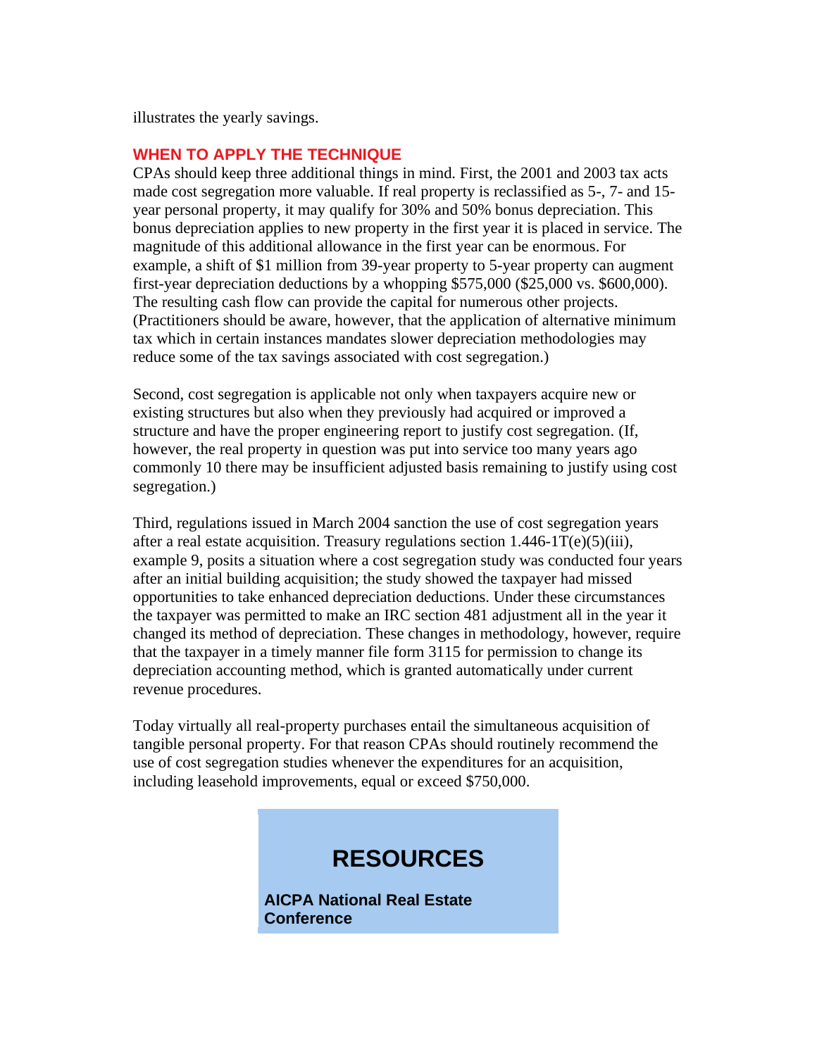illustrates the yearly savings.

## WHEN TO APPLY THE TECHNIQUE

CPAs should keep three additional things in mind. First, the 2001 and 2003 tax acts made cost segregation more valuable. If real property is reclassified as 5-, 7- and 15-year personal property, it may qualify for 30% and 50% bonus depreciation. This bonus depreciation applies to new property in the first year it is placed in service. The magnitude of this additional allowance in the first year can be enormous. For example, a shift of $1 million from 39-year property to 5-year property can augment first-year depreciation deductions by a whopping $575,000 ($25,000 vs. $600,000). The resulting cash flow can provide the capital for numerous other projects. (Practitioners should be aware, however, that the application of alternative minimum tax which in certain instances mandates slower depreciation methodologies may reduce some of the tax savings associated with cost segregation.)

Second, cost segregation is applicable not only when taxpayers acquire new or existing structures but also when they previously had acquired or improved a structure and have the proper engineering report to justify cost segregation. (If, however, the real property in question was put into service too many years ago commonly 10 there may be insufficient adjusted basis remaining to justify using cost segregation.)

Third, regulations issued in March 2004 sanction the use of cost segregation years after a real estate acquisition. Treasury regulations section 1.446-1T(e)(5)(iii), example 9, posits a situation where a cost segregation study was conducted four years after an initial building acquisition; the study showed the taxpayer had missed opportunities to take enhanced depreciation deductions. Under these circumstances the taxpayer was permitted to make an IRC section 481 adjustment all in the year it changed its method of depreciation. These changes in methodology, however, require that the taxpayer in a timely manner file form 3115 for permission to change its depreciation accounting method, which is granted automatically under current revenue procedures.

Today virtually all real-property purchases entail the simultaneous acquisition of tangible personal property. For that reason CPAs should routinely recommend the use of cost segregation studies whenever the expenditures for an acquisition, including leasehold improvements, equal or exceed $750,000.

## RESOURCES

**AICPA National Real Estate Conference**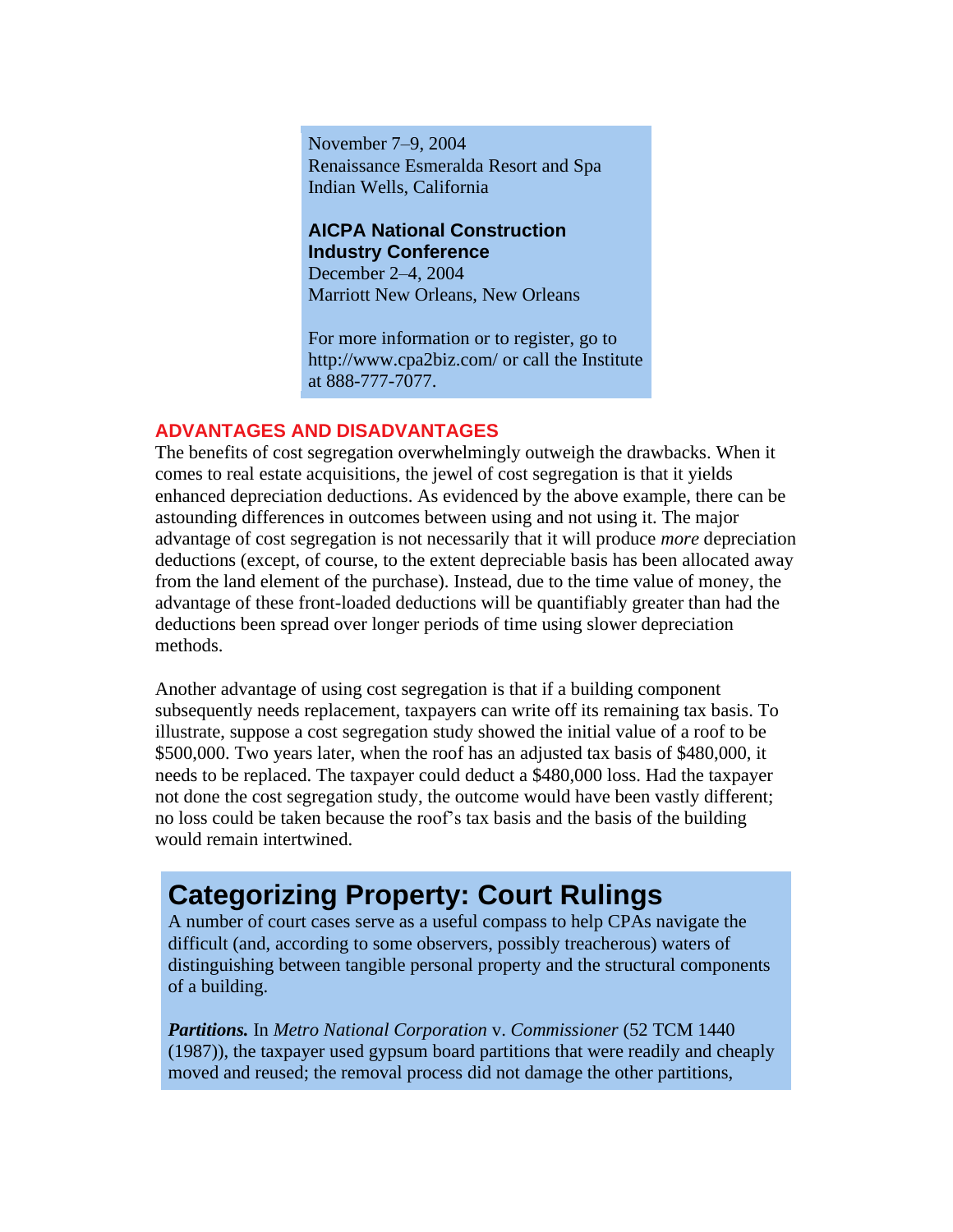November 7–9, 2004
Renaissance Esmeralda Resort and Spa
Indian Wells, California

**AICPA National Construction Industry Conference**
December 2–4, 2004
Marriott New Orleans, New Orleans

For more information or to register, go to http://www.cpa2biz.com/ or call the Institute at 888-777-7077.

## ADVANTAGES AND DISADVANTAGES

The benefits of cost segregation overwhelmingly outweigh the drawbacks. When it comes to real estate acquisitions, the jewel of cost segregation is that it yields enhanced depreciation deductions. As evidenced by the above example, there can be astounding differences in outcomes between using and not using it. The major advantage of cost segregation is not necessarily that it will produce *more* depreciation deductions (except, of course, to the extent depreciable basis has been allocated away from the land element of the purchase). Instead, due to the time value of money, the advantage of these front-loaded deductions will be quantifiably greater than had the deductions been spread over longer periods of time using slower depreciation methods.

Another advantage of using cost segregation is that if a building component subsequently needs replacement, taxpayers can write off its remaining tax basis. To illustrate, suppose a cost segregation study showed the initial value of a roof to be $500,000. Two years later, when the roof has an adjusted tax basis of $480,000, it needs to be replaced. The taxpayer could deduct a $480,000 loss. Had the taxpayer not done the cost segregation study, the outcome would have been vastly different; no loss could be taken because the roof's tax basis and the basis of the building would remain intertwined.

## Categorizing Property: Court Rulings

A number of court cases serve as a useful compass to help CPAs navigate the difficult (and, according to some observers, possibly treacherous) waters of distinguishing between tangible personal property and the structural components of a building.

***Partitions.*** In *Metro National Corporation* v. *Commissioner* (52 TCM 1440 (1987)), the taxpayer used gypsum board partitions that were readily and cheaply moved and reused; the removal process did not damage the other partitions,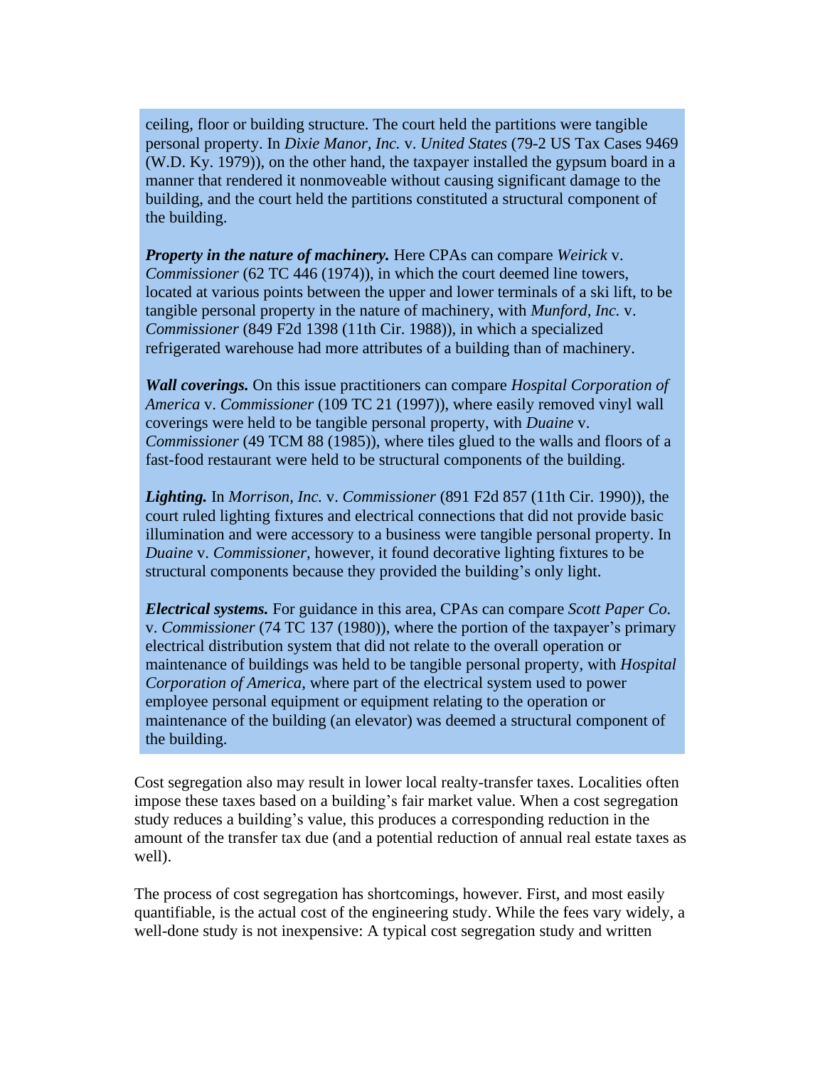ceiling, floor or building structure. The court held the partitions were tangible personal property. In *Dixie Manor, Inc.* v. *United States* (79-2 US Tax Cases 9469 (W.D. Ky. 1979)), on the other hand, the taxpayer installed the gypsum board in a manner that rendered it nonmoveable without causing significant damage to the building, and the court held the partitions constituted a structural component of the building.

***Property in the nature of machinery.*** Here CPAs can compare *Weirick* v. *Commissioner* (62 TC 446 (1974)), in which the court deemed line towers, located at various points between the upper and lower terminals of a ski lift, to be tangible personal property in the nature of machinery, with *Munford, Inc.* v. *Commissioner* (849 F2d 1398 (11th Cir. 1988)), in which a specialized refrigerated warehouse had more attributes of a building than of machinery.

***Wall coverings.*** On this issue practitioners can compare *Hospital Corporation of America* v. *Commissioner* (109 TC 21 (1997)), where easily removed vinyl wall coverings were held to be tangible personal property, with *Duaine* v. *Commissioner* (49 TCM 88 (1985)), where tiles glued to the walls and floors of a fast-food restaurant were held to be structural components of the building.

***Lighting.*** In *Morrison, Inc.* v. *Commissioner* (891 F2d 857 (11th Cir. 1990)), the court ruled lighting fixtures and electrical connections that did not provide basic illumination and were accessory to a business were tangible personal property. In *Duaine* v. *Commissioner*, however, it found decorative lighting fixtures to be structural components because they provided the building's only light.

***Electrical systems.*** For guidance in this area, CPAs can compare *Scott Paper Co.* v. *Commissioner* (74 TC 137 (1980)), where the portion of the taxpayer's primary electrical distribution system that did not relate to the overall operation or maintenance of buildings was held to be tangible personal property, with *Hospital Corporation of America*, where part of the electrical system used to power employee personal equipment or equipment relating to the operation or maintenance of the building (an elevator) was deemed a structural component of the building.

Cost segregation also may result in lower local realty-transfer taxes. Localities often impose these taxes based on a building's fair market value. When a cost segregation study reduces a building's value, this produces a corresponding reduction in the amount of the transfer tax due (and a potential reduction of annual real estate taxes as well).

The process of cost segregation has shortcomings, however. First, and most easily quantifiable, is the actual cost of the engineering study. While the fees vary widely, a well-done study is not inexpensive: A typical cost segregation study and written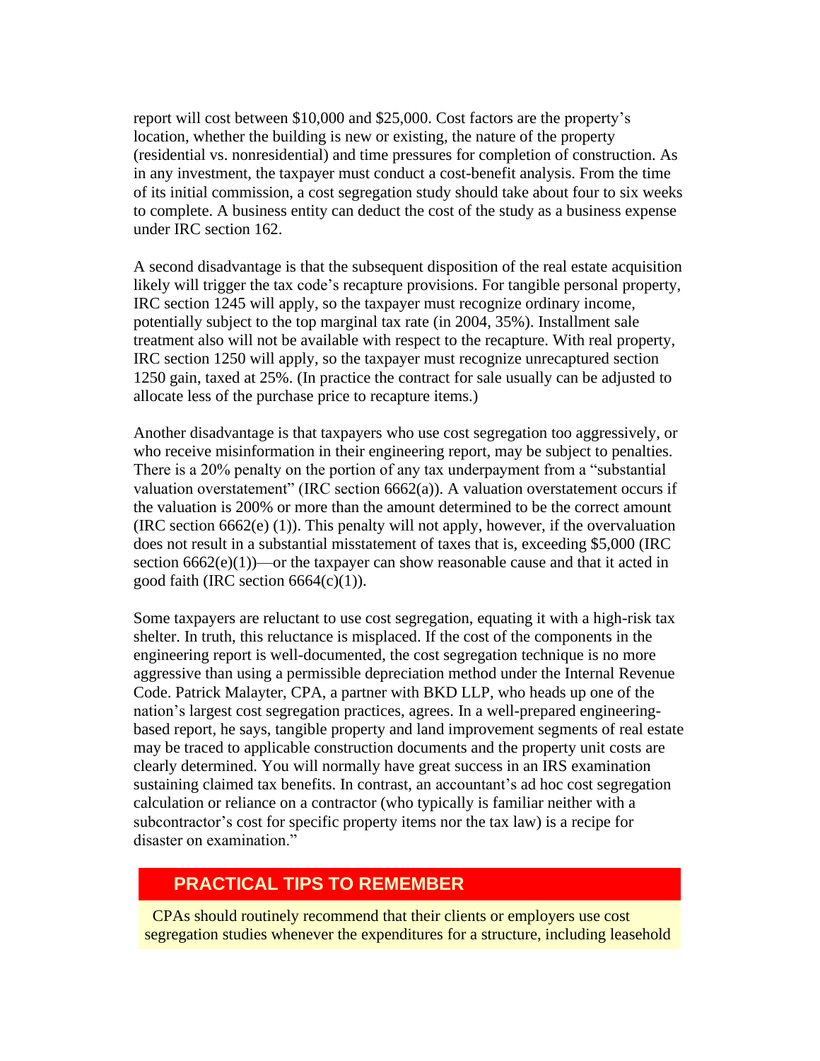report will cost between $10,000 and $25,000. Cost factors are the property's location, whether the building is new or existing, the nature of the property (residential vs. nonresidential) and time pressures for completion of construction. As in any investment, the taxpayer must conduct a cost-benefit analysis. From the time of its initial commission, a cost segregation study should take about four to six weeks to complete. A business entity can deduct the cost of the study as a business expense under IRC section 162.

A second disadvantage is that the subsequent disposition of the real estate acquisition likely will trigger the tax code's recapture provisions. For tangible personal property, IRC section 1245 will apply, so the taxpayer must recognize ordinary income, potentially subject to the top marginal tax rate (in 2004, 35%). Installment sale treatment also will not be available with respect to the recapture. With real property, IRC section 1250 will apply, so the taxpayer must recognize unrecaptured section 1250 gain, taxed at 25%. (In practice the contract for sale usually can be adjusted to allocate less of the purchase price to recapture items.)

Another disadvantage is that taxpayers who use cost segregation too aggressively, or who receive misinformation in their engineering report, may be subject to penalties. There is a 20% penalty on the portion of any tax underpayment from a "substantial valuation overstatement" (IRC section 6662(a)). A valuation overstatement occurs if the valuation is 200% or more than the amount determined to be the correct amount (IRC section 6662(e) (1)). This penalty will not apply, however, if the overvaluation does not result in a substantial misstatement of taxes that is, exceeding $5,000 (IRC section 6662(e)(1))—or the taxpayer can show reasonable cause and that it acted in good faith (IRC section 6664(c)(1)).

Some taxpayers are reluctant to use cost segregation, equating it with a high-risk tax shelter. In truth, this reluctance is misplaced. If the cost of the components in the engineering report is well-documented, the cost segregation technique is no more aggressive than using a permissible depreciation method under the Internal Revenue Code. Patrick Malayter, CPA, a partner with BKD LLP, who heads up one of the nation's largest cost segregation practices, agrees. In a well-prepared engineering-based report, he says, tangible property and land improvement segments of real estate may be traced to applicable construction documents and the property unit costs are clearly determined. You will normally have great success in an IRS examination sustaining claimed tax benefits. In contrast, an accountant's ad hoc cost segregation calculation or reliance on a contractor (who typically is familiar neither with a subcontractor's cost for specific property items nor the tax law) is a recipe for disaster on examination."

## PRACTICAL TIPS TO REMEMBER

CPAs should routinely recommend that their clients or employers use cost segregation studies whenever the expenditures for a structure, including leasehold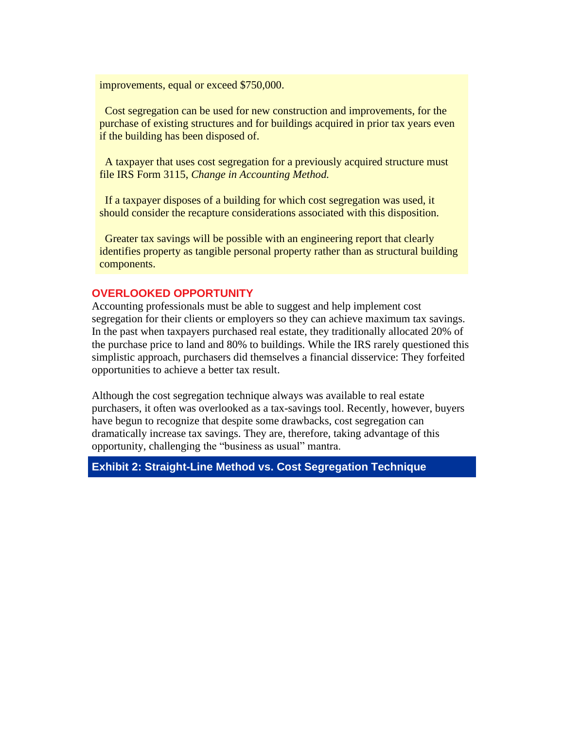improvements, equal or exceed $750,000.

Cost segregation can be used for new construction and improvements, for the purchase of existing structures and for buildings acquired in prior tax years even if the building has been disposed of.

A taxpayer that uses cost segregation for a previously acquired structure must file IRS Form 3115, *Change in Accounting Method.*

If a taxpayer disposes of a building for which cost segregation was used, it should consider the recapture considerations associated with this disposition.

Greater tax savings will be possible with an engineering report that clearly identifies property as tangible personal property rather than as structural building components.

## OVERLOOKED OPPORTUNITY

Accounting professionals must be able to suggest and help implement cost segregation for their clients or employers so they can achieve maximum tax savings. In the past when taxpayers purchased real estate, they traditionally allocated 20% of the purchase price to land and 80% to buildings. While the IRS rarely questioned this simplistic approach, purchasers did themselves a financial disservice: They forfeited opportunities to achieve a better tax result.

Although the cost segregation technique always was available to real estate purchasers, it often was overlooked as a tax-savings tool. Recently, however, buyers have begun to recognize that despite some drawbacks, cost segregation can dramatically increase tax savings. They are, therefore, taking advantage of this opportunity, challenging the "business as usual" mantra.

## Exhibit 2: Straight-Line Method vs. Cost Segregation Technique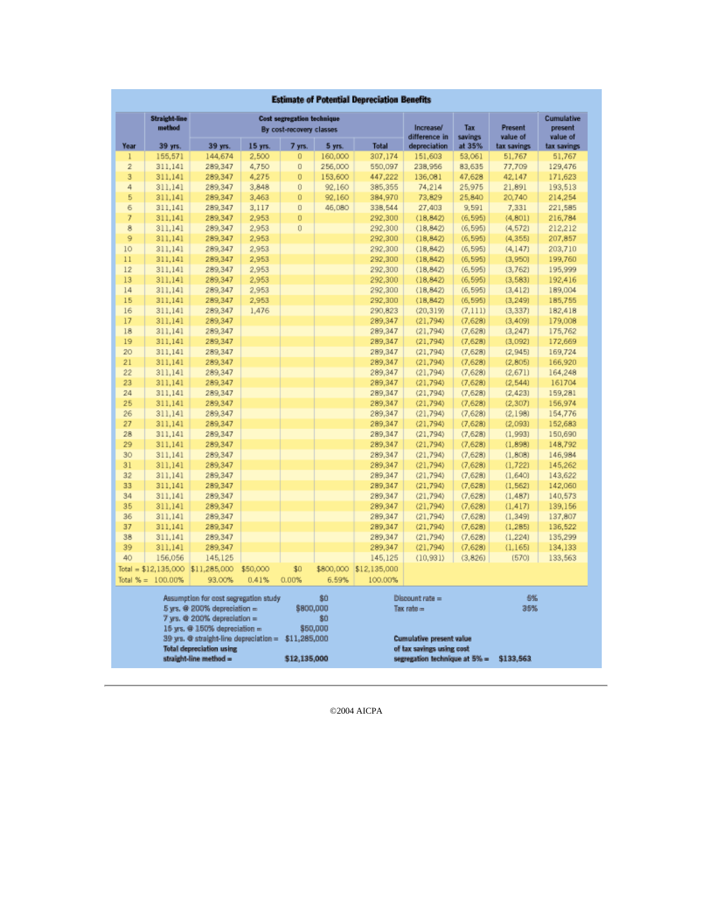## Estimate of Potential Depreciation Benefits

| Year | Straight-line method | Cost segregation technique By cost-recovery classes | | | | | Increase/ difference in depreciation | Tax savings at 35% | Present value of tax savings | Cumulative present value of tax savings |
|---|---|---|---|---|---|---|---|---|---|---|
| | 39 yrs. | 39 yrs. | 15 yrs. | 7 yrs. | 5 yrs. | Total | | | | |
| 1 | 155,571 | 144,674 | 2,500 | 0 | 160,000 | 307,174 | 151,603 | 53,061 | 51,767 | 51,767 |
| 2 | 311,141 | 289,347 | 4,750 | 0 | 256,000 | 550,097 | 238,956 | 83,635 | 77,709 | 129,476 |
| 3 | 311,141 | 289,347 | 4,275 | 0 | 153,600 | 447,222 | 136,081 | 47,628 | 42,147 | 171,623 |
| 4 | 311,141 | 289,347 | 3,848 | 0 | 92,160 | 385,355 | 74,214 | 25,975 | 21,891 | 193,513 |
| 5 | 311,141 | 289,347 | 3,463 | 0 | 92,160 | 384,970 | 73,829 | 25,840 | 20,740 | 214,254 |
| 6 | 311,141 | 289,347 | 3,117 | 0 | 46,080 | 338,544 | 27,403 | 9,591 | 7,331 | 221,585 |
| 7 | 311,141 | 289,347 | 2,953 | 0 | | 292,300 | (18,842) | (6,595) | (4,801) | 216,784 |
| 8 | 311,141 | 289,347 | 2,953 | 0 | | 292,300 | (18,842) | (6,595) | (4,572) | 212,212 |
| 9 | 311,141 | 289,347 | 2,953 | | | 292,300 | (18,842) | (6,595) | (4,355) | 207,857 |
| 10 | 311,141 | 289,347 | 2,953 | | | 292,300 | (18,842) | (6,595) | (4,147) | 203,710 |
| 11 | 311,141 | 289,347 | 2,953 | | | 292,300 | (18,842) | (6,595) | (3,950) | 199,760 |
| 12 | 311,141 | 289,347 | 2,953 | | | 292,300 | (18,842) | (6,595) | (3,762) | 195,999 |
| 13 | 311,141 | 289,347 | 2,953 | | | 292,300 | (18,842) | (6,595) | (3,583) | 192,416 |
| 14 | 311,141 | 289,347 | 2,953 | | | 292,300 | (18,842) | (6,595) | (3,412) | 189,004 |
| 15 | 311,141 | 289,347 | 2,953 | | | 292,300 | (18,842) | (6,595) | (3,249) | 185,755 |
| 16 | 311,141 | 289,347 | 1,476 | | | 290,823 | (20,319) | (7,111) | (3,337) | 182,418 |
| 17 | 311,141 | 289,347 | | | | 289,347 | (21,794) | (7,628) | (3,409) | 179,008 |
| 18 | 311,141 | 289,347 | | | | 289,347 | (21,794) | (7,628) | (3,247) | 175,762 |
| 19 | 311,141 | 289,347 | | | | 289,347 | (21,794) | (7,628) | (3,092) | 172,669 |
| 20 | 311,141 | 289,347 | | | | 289,347 | (21,794) | (7,628) | (2,945) | 169,724 |
| 21 | 311,141 | 289,347 | | | | 289,347 | (21,794) | (7,628) | (2,805) | 166,920 |
| 22 | 311,141 | 289,347 | | | | 289,347 | (21,794) | (7,628) | (2,671) | 164,248 |
| 23 | 311,141 | 289,347 | | | | 289,347 | (21,794) | (7,628) | (2,544) | 161704 |
| 24 | 311,141 | 289,347 | | | | 289,347 | (21,794) | (7,628) | (2,423) | 159,281 |
| 25 | 311,141 | 289,347 | | | | 289,347 | (21,794) | (7,628) | (2,307) | 156,974 |
| 26 | 311,141 | 289,347 | | | | 289,347 | (21,794) | (7,628) | (2,198) | 154,776 |
| 27 | 311,141 | 289,347 | | | | 289,347 | (21,794) | (7,628) | (2,093) | 152,683 |
| 28 | 311,141 | 289,347 | | | | 289,347 | (21,794) | (7,628) | (1,993) | 150,690 |
| 29 | 311,141 | 289,347 | | | | 289,347 | (21,794) | (7,628) | (1,898) | 148,792 |
| 30 | 311,141 | 289,347 | | | | 289,347 | (21,794) | (7,628) | (1,808) | 146,984 |
| 31 | 311,141 | 289,347 | | | | 289,347 | (21,794) | (7,628) | (1,722) | 145,262 |
| 32 | 311,141 | 289,347 | | | | 289,347 | (21,794) | (7,628) | (1,640) | 143,622 |
| 33 | 311,141 | 289,347 | | | | 289,347 | (21,794) | (7,628) | (1,562) | 142,060 |
| 34 | 311,141 | 289,347 | | | | 289,347 | (21,794) | (7,628) | (1,487) | 140,573 |
| 35 | 311,141 | 289,347 | | | | 289,347 | (21,794) | (7,628) | (1,417) | 139,156 |
| 36 | 311,141 | 289,347 | | | | 289,347 | (21,794) | (7,628) | (1,349) | 137,807 |
| 37 | 311,141 | 289,347 | | | | 289,347 | (21,794) | (7,628) | (1,285) | 136,522 |
| 38 | 311,141 | 289,347 | | | | 289,347 | (21,794) | (7,628) | (1,224) | 135,299 |
| 39 | 311,141 | 289,347 | | | | 289,347 | (21,794) | (7,628) | (1,165) | 134,133 |
| 40 | 156,056 | 145,125 | | | | 145,125 | (10,931) | (3,826) | (570) | 133,563 |
| Total = | $12,135,000 | $11,285,000 | $50,000 | $0 | $800,000 | $12,135,000 | | | | |
| Total % = | 100.00% | 93.00% | 0.41% | 0.00% | 6.59% | 100.00% | | | | |

| | | | |
|---|---|---|---|
| Assumption for cost segregation study | $0 | Discount rate = | 5% |
| 5 yrs. @ 200% depreciation = | $800,000 | Tax rate = | 35% |
| 7 yrs. @ 200% depreciation = | $0 | | |
| 15 yrs. @ 150% depreciation = | $50,000 | | |
| 39 yrs. @ straight-line depreciation = | $11,285,000 | | |
| **Total depreciation using straight-line method =** | $12,135,000 | **Cumulative present value of tax savings using cost segregation technique at 5% =** | $133,563 |

©2004 AICPA